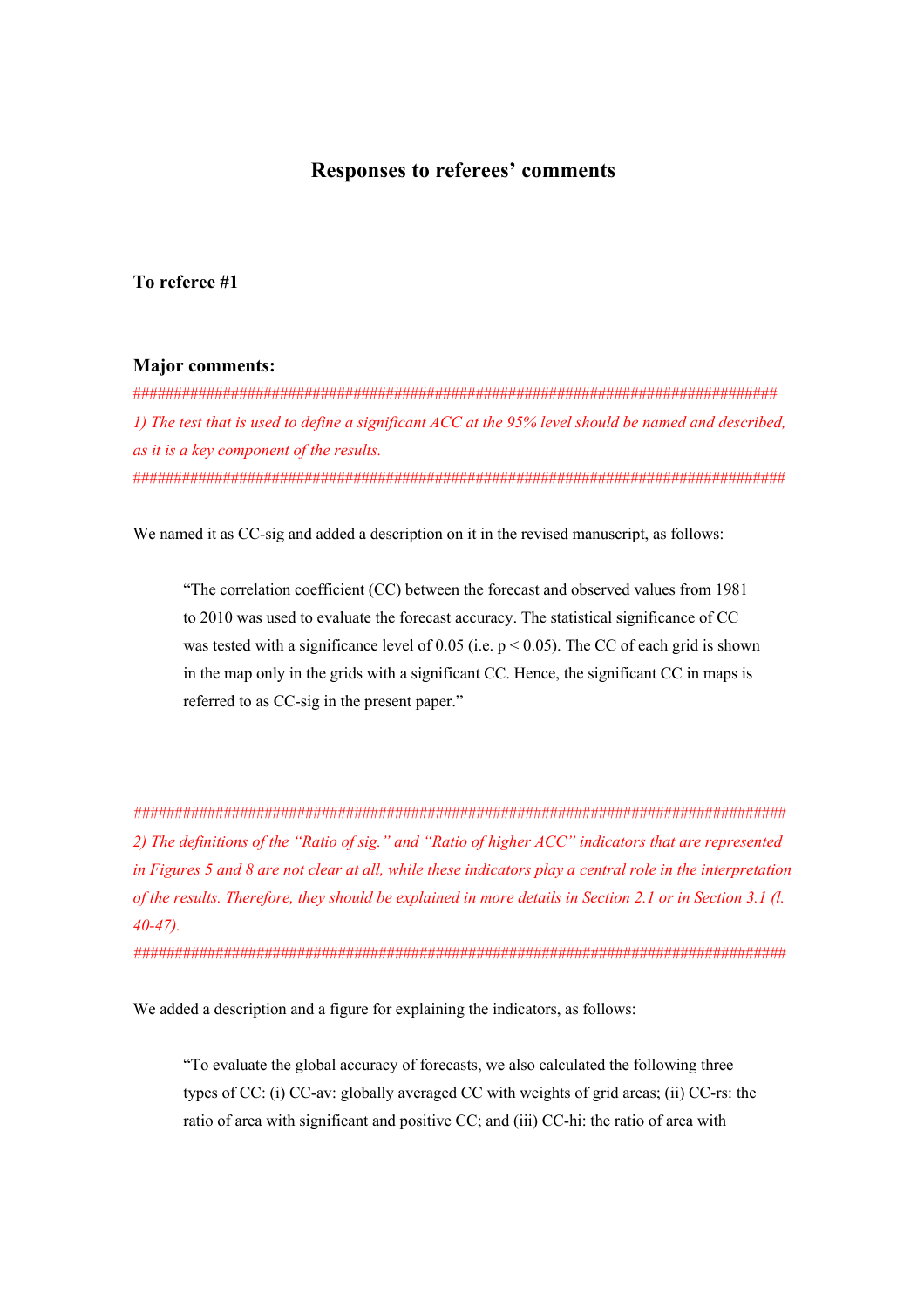# Responses to referees' comments

## To referee #1

### Major comments:

################################################################################

*1) The test that is used to define a significant ACC at the 95% level should be named and described, as it is a key component of the results.*

################################################################################

We named it as CC-sig and added a description on it in the revised manuscript, as follows:

> "The correlation coefficient (CC) between the forecast and observed values from 1981 to 2010 was used to evaluate the forecast accuracy. The statistical significance of CC was tested with a significance level of 0.05 (i.e. $p < 0.05$). The CC of each grid is shown in the map only in the grids with a significant CC. Hence, the significant CC in maps is referred to as CC-sig in the present paper."

################################################################################

*2) The definitions of the "Ratio of sig." and "Ratio of higher ACC" indicators that are represented in Figures 5 and 8 are not clear at all, while these indicators play a central role in the interpretation of the results. Therefore, they should be explained in more details in Section 2.1 or in Section 3.1 (l. 40-47).*

################################################################################

We added a description and a figure for explaining the indicators, as follows:

> "To evaluate the global accuracy of forecasts, we also calculated the following three types of CC: (i) CC-av: globally averaged CC with weights of grid areas; (ii) CC-rs: the ratio of area with significant and positive CC; and (iii) CC-hi: the ratio of area with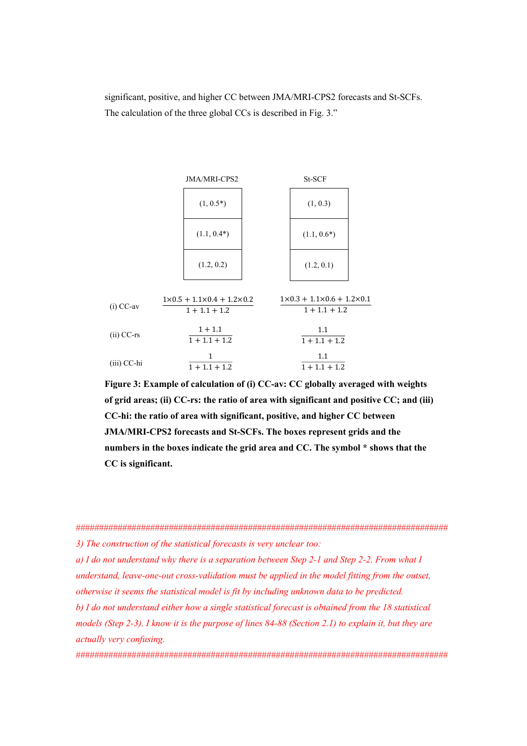significant, positive, and higher CC between JMA/MRI-CPS2 forecasts and St-SCFs. The calculation of the three global CCs is described in Fig. 3."

| JMA/MRI-CPS2 | St-SCF |
|---|---|
| (1, 0.5*) | (1, 0.3) |
| (1.1, 0.4*) | (1.1, 0.6*) |
| (1.2, 0.2) | (1.2, 0.1) |

(i) CC-av: $\frac{1\times0.5 + 1.1\times0.4 + 1.2\times0.2}{1 + 1.1 + 1.2}$ $\quad$ $\frac{1\times0.3 + 1.1\times0.6 + 1.2\times0.1}{1 + 1.1 + 1.2}$

(ii) CC-rs: $\frac{1 + 1.1}{1 + 1.1 + 1.2}$ $\quad$ $\frac{1.1}{1 + 1.1 + 1.2}$

(iii) CC-hi: $\frac{1}{1 + 1.1 + 1.2}$ $\quad$ $\frac{1.1}{1 + 1.1 + 1.2}$

**Figure 3: Example of calculation of (i) CC-av: CC globally averaged with weights of grid areas; (ii) CC-rs: the ratio of area with significant and positive CC; and (iii) CC-hi: the ratio of area with significant, positive, and higher CC between JMA/MRI-CPS2 forecasts and St-SCFs. The boxes represent grids and the numbers in the boxes indicate the grid area and CC. The symbol * shows that the CC is significant.**

#####################################################################################

*3) The construction of the statistical forecasts is very unclear too:*

*a) I do not understand why there is a separation between Step 2-1 and Step 2-2. From what I understand, leave-one-out cross-validation must be applied in the model fitting from the outset, otherwise it seems the statistical model is fit by including unknown data to be predicted.*

*b) I do not understand either how a single statistical forecast is obtained from the 18 statistical models (Step 2-3). I know it is the purpose of lines 84-88 (Section 2.1) to explain it, but they are actually very confusing.*

#####################################################################################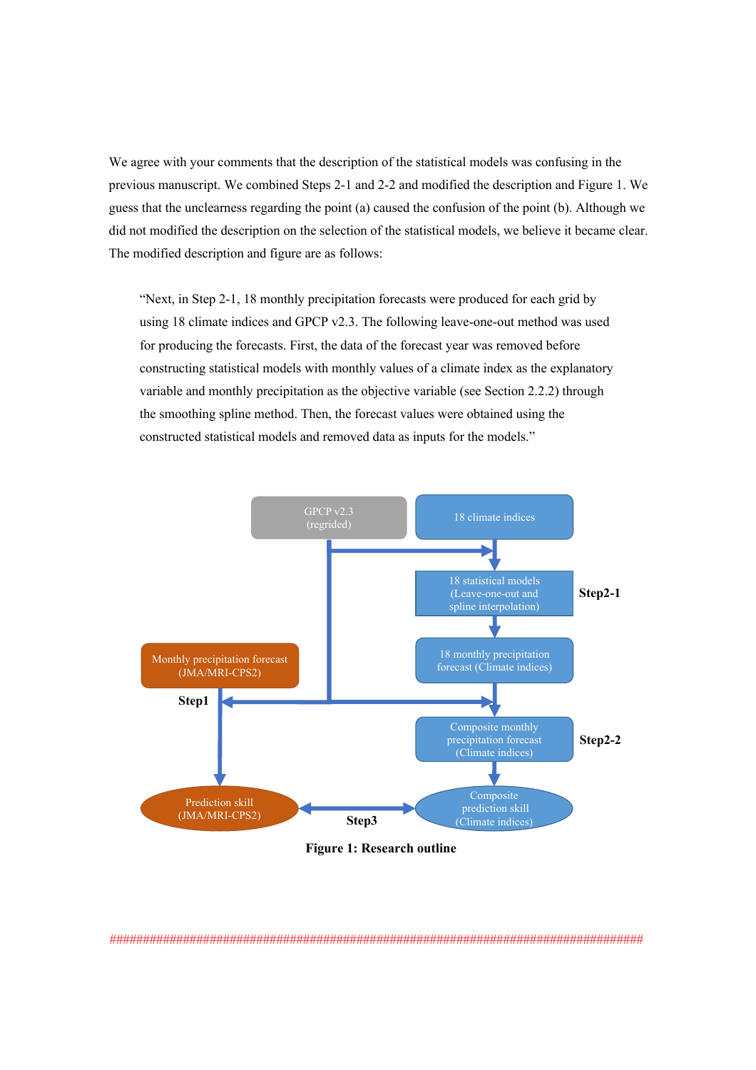We agree with your comments that the description of the statistical models was confusing in the previous manuscript. We combined Steps 2-1 and 2-2 and modified the description and Figure 1. We guess that the unclearness regarding the point (a) caused the confusion of the point (b). Although we did not modified the description on the selection of the statistical models, we believe it became clear. The modified description and figure are as follows:

> "Next, in Step 2-1, 18 monthly precipitation forecasts were produced for each grid by using 18 climate indices and GPCP v2.3. The following leave-one-out method was used for producing the forecasts. First, the data of the forecast year was removed before constructing statistical models with monthly values of a climate index as the explanatory variable and monthly precipitation as the objective variable (see Section 2.2.2) through the smoothing spline method. Then, the forecast values were obtained using the constructed statistical models and removed data as inputs for the models."

GPCP v2.3 (regrided)

18 climate indices

18 statistical models (Leave-one-out and spline interpolation)

Step2-1

Monthly precipitation forecast (JMA/MRI-CPS2)

18 monthly precipitation forecast (Climate indices)

Step1

Composite monthly precipitation forecast (Climate indices)

Step2-2

Prediction skill (JMA/MRI-CPS2)

Step3

Composite prediction skill (Climate indices)

**Figure 1: Research outline**

################################################################################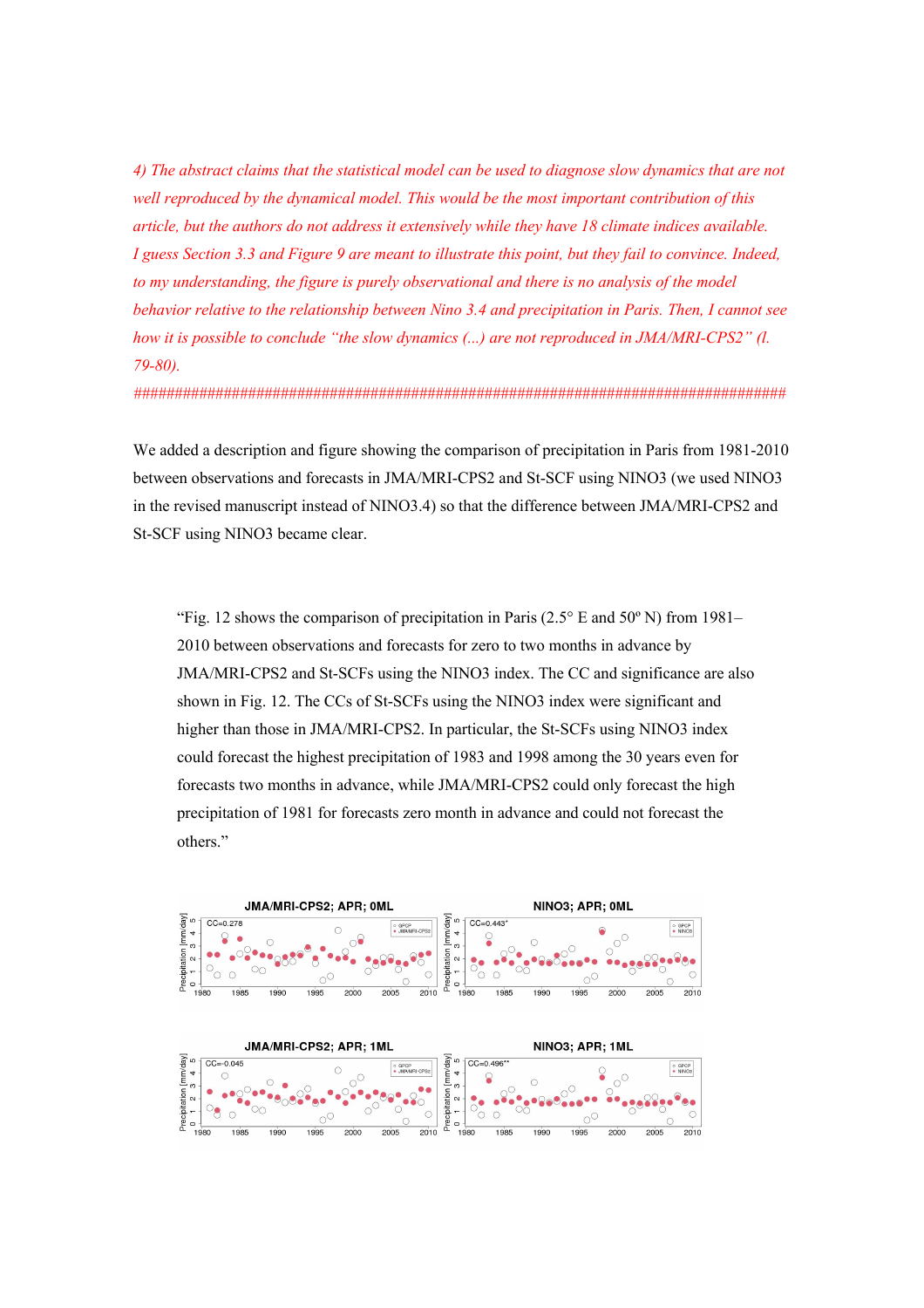*4) The abstract claims that the statistical model can be used to diagnose slow dynamics that are not well reproduced by the dynamical model. This would be the most important contribution of this article, but the authors do not address it extensively while they have 18 climate indices available. I guess Section 3.3 and Figure 9 are meant to illustrate this point, but they fail to convince. Indeed, to my understanding, the figure is purely observational and there is no analysis of the model behavior relative to the relationship between Nino 3.4 and precipitation in Paris. Then, I cannot see how it is possible to conclude "the slow dynamics (...) are not reproduced in JMA/MRI-CPS2" (l. 79-80).*

*##################################################################################*

We added a description and figure showing the comparison of precipitation in Paris from 1981-2010 between observations and forecasts in JMA/MRI-CPS2 and St-SCF using NINO3 (we used NINO3 in the revised manuscript instead of NINO3.4) so that the difference between JMA/MRI-CPS2 and St-SCF using NINO3 became clear.

> "Fig. 12 shows the comparison of precipitation in Paris (2.5° E and 50º N) from 1981–2010 between observations and forecasts for zero to two months in advance by JMA/MRI-CPS2 and St-SCFs using the NINO3 index. The CC and significance are also shown in Fig. 12. The CCs of St-SCFs using the NINO3 index were significant and higher than those in JMA/MRI-CPS2. In particular, the St-SCFs using NINO3 index could forecast the highest precipitation of 1983 and 1998 among the 30 years even for forecasts two months in advance, while JMA/MRI-CPS2 could only forecast the high precipitation of 1981 for forecasts zero month in advance and could not forecast the others."

JMA/MRI-CPS2; APR; 0ML — CC=0.278

NINO3; APR; 0ML — CC=0.443*

JMA/MRI-CPS2; APR; 1ML — CC=-0.045

NINO3; APR; 1ML — CC=0.496**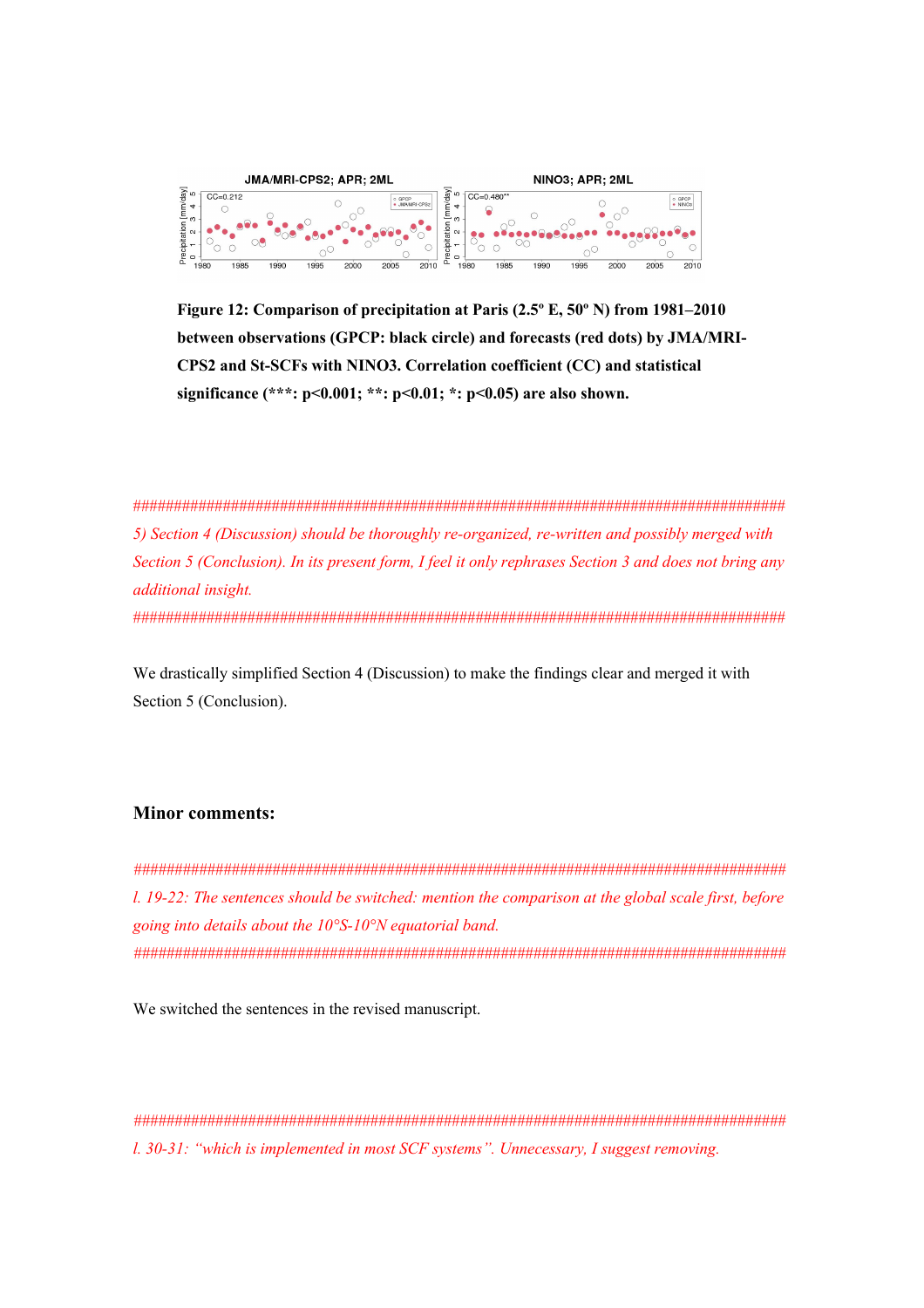**Figure 12: Comparison of precipitation at Paris (2.5º E, 50º N) from 1981–2010 between observations (GPCP: black circle) and forecasts (red dots) by JMA/MRI-CPS2 and St-SCFs with NINO3. Correlation coefficient (CC) and statistical significance (***: p<0.001; **: p<0.01; *: p<0.05) are also shown.**

########################################################################################

*5) Section 4 (Discussion) should be thoroughly re-organized, re-written and possibly merged with Section 5 (Conclusion). In its present form, I feel it only rephrases Section 3 and does not bring any additional insight.*

########################################################################################

We drastically simplified Section 4 (Discussion) to make the findings clear and merged it with Section 5 (Conclusion).

### Minor comments:

########################################################################################

*l. 19-22: The sentences should be switched: mention the comparison at the global scale first, before going into details about the 10°S-10°N equatorial band.*

########################################################################################

We switched the sentences in the revised manuscript.

########################################################################################

*l. 30-31: "which is implemented in most SCF systems". Unnecessary, I suggest removing.*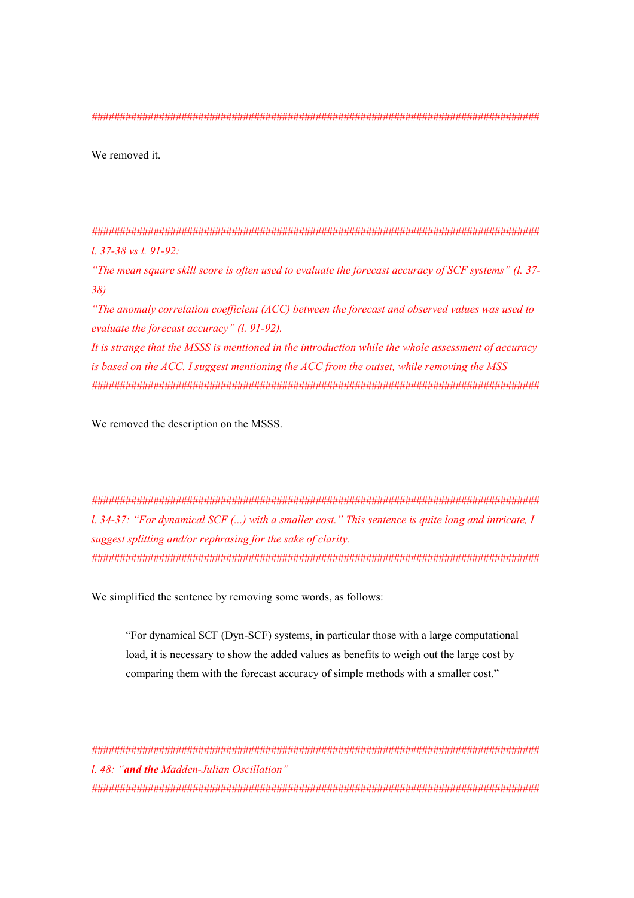####################################################################################

We removed it.

####################################################################################

*l. 37-38 vs l. 91-92:*

*"The mean square skill score is often used to evaluate the forecast accuracy of SCF systems" (l. 37-38)*

*"The anomaly correlation coefficient (ACC) between the forecast and observed values was used to evaluate the forecast accuracy" (l. 91-92).*

*It is strange that the MSSS is mentioned in the introduction while the whole assessment of accuracy is based on the ACC. I suggest mentioning the ACC from the outset, while removing the MSS*

####################################################################################

We removed the description on the MSSS.

####################################################################################

*l. 34-37: "For dynamical SCF (...) with a smaller cost." This sentence is quite long and intricate, I suggest splitting and/or rephrasing for the sake of clarity.*

####################################################################################

We simplified the sentence by removing some words, as follows:

> "For dynamical SCF (Dyn-SCF) systems, in particular those with a large computational load, it is necessary to show the added values as benefits to weigh out the large cost by comparing them with the forecast accuracy of simple methods with a smaller cost."

####################################################################################

*l. 48: "**and the** Madden-Julian Oscillation"*

####################################################################################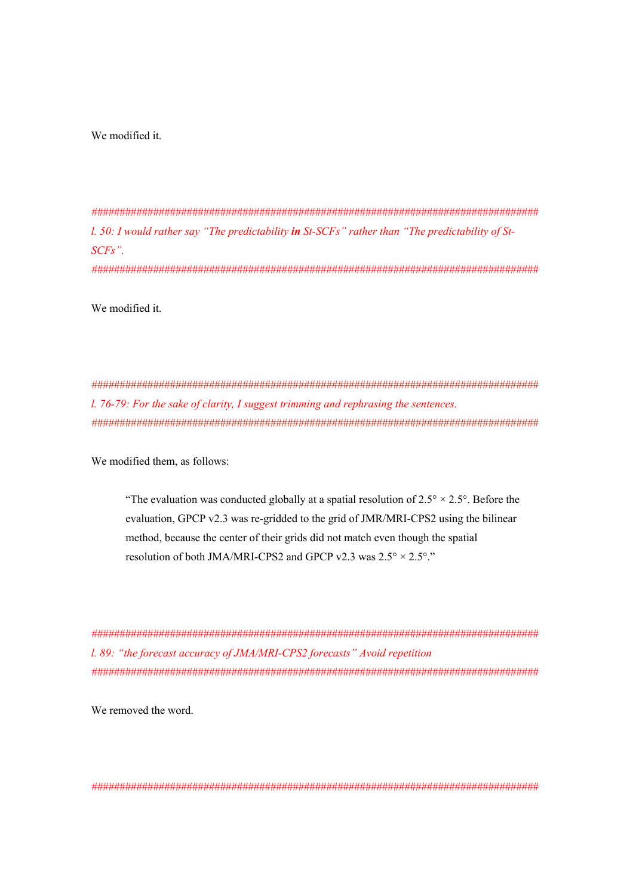We modified it.

####################################################################################

*l. 50: I would rather say "The predictability* ***in*** *St-SCFs" rather than "The predictability of St-SCFs".*

####################################################################################

We modified it.

####################################################################################

*l. 76-79: For the sake of clarity, I suggest trimming and rephrasing the sentences.*

####################################################################################

We modified them, as follows:

> "The evaluation was conducted globally at a spatial resolution of 2.5° × 2.5°. Before the evaluation, GPCP v2.3 was re-gridded to the grid of JMR/MRI-CPS2 using the bilinear method, because the center of their grids did not match even though the spatial resolution of both JMA/MRI-CPS2 and GPCP v2.3 was 2.5° × 2.5°."

####################################################################################

*l. 89: "the forecast accuracy of JMA/MRI-CPS2 forecasts" Avoid repetition*

####################################################################################

We removed the word.

####################################################################################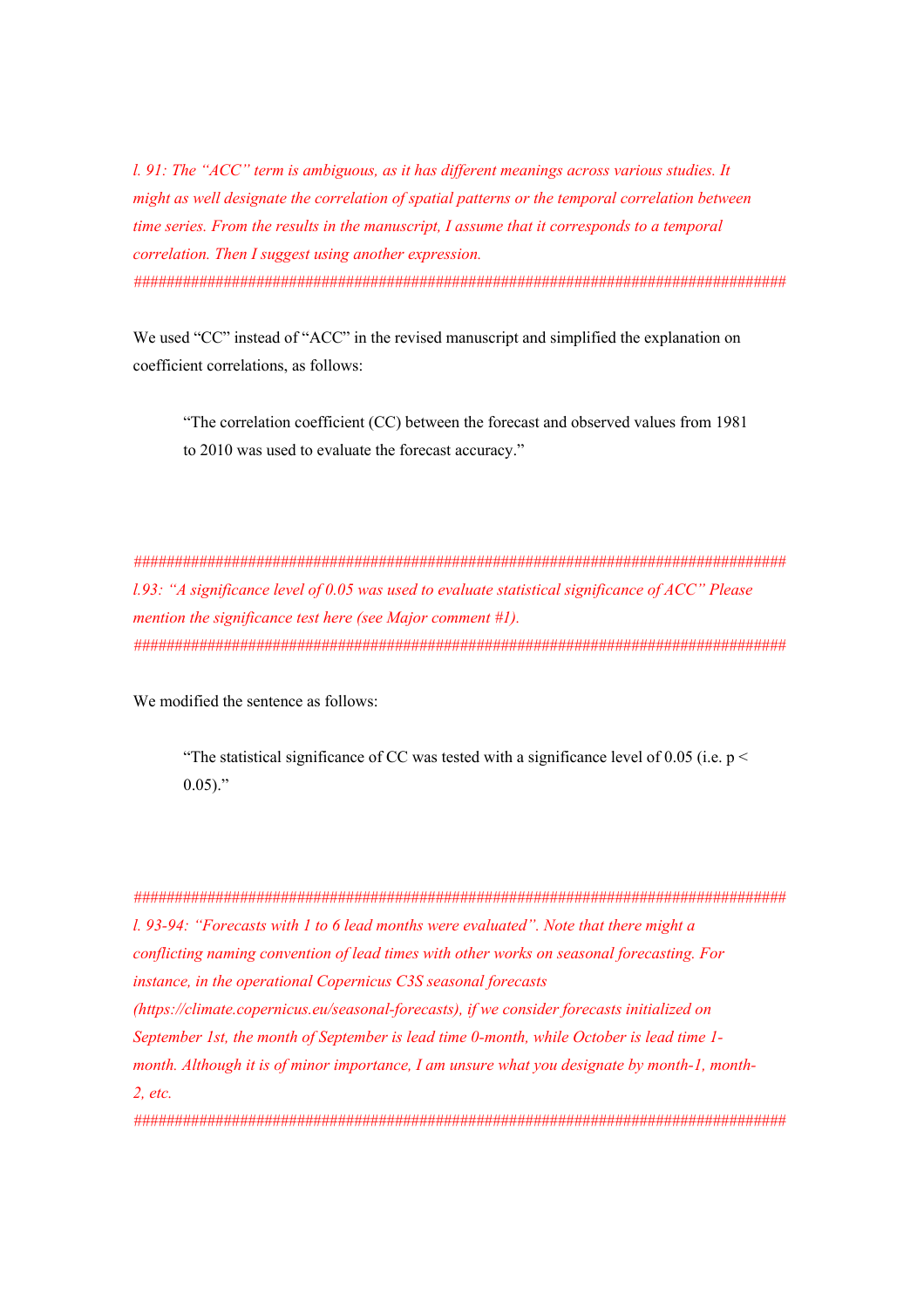*l. 91: The "ACC" term is ambiguous, as it has different meanings across various studies. It might as well designate the correlation of spatial patterns or the temporal correlation between time series. From the results in the manuscript, I assume that it corresponds to a temporal correlation. Then I suggest using another expression.*

##################################################################################

We used "CC" instead of "ACC" in the revised manuscript and simplified the explanation on coefficient correlations, as follows:

> "The correlation coefficient (CC) between the forecast and observed values from 1981 to 2010 was used to evaluate the forecast accuracy."

##################################################################################

*l.93: "A significance level of 0.05 was used to evaluate statistical significance of ACC" Please mention the significance test here (see Major comment #1).*

##################################################################################

We modified the sentence as follows:

> "The statistical significance of CC was tested with a significance level of 0.05 (i.e. $p < 0.05$)."

##################################################################################

*l. 93-94: "Forecasts with 1 to 6 lead months were evaluated". Note that there might a conflicting naming convention of lead times with other works on seasonal forecasting. For instance, in the operational Copernicus C3S seasonal forecasts (https://climate.copernicus.eu/seasonal-forecasts), if we consider forecasts initialized on September 1st, the month of September is lead time 0-month, while October is lead time 1-month. Although it is of minor importance, I am unsure what you designate by month-1, month-2, etc.*

##################################################################################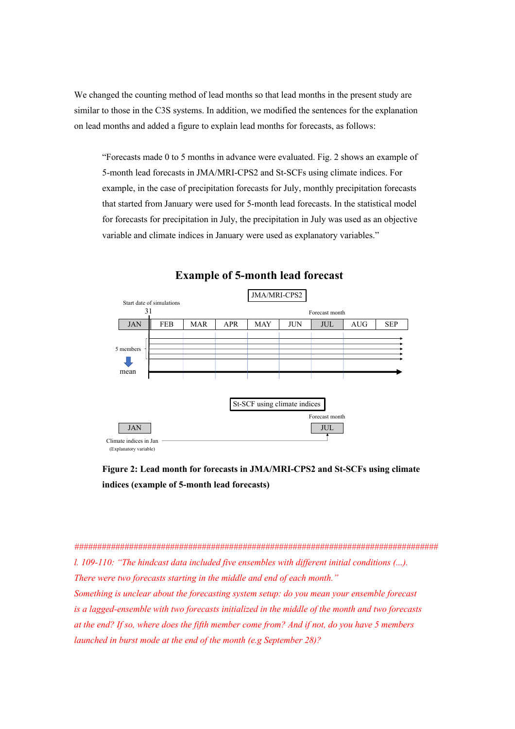We changed the counting method of lead months so that lead months in the present study are similar to those in the C3S systems. In addition, we modified the sentences for the explanation on lead months and added a figure to explain lead months for forecasts, as follows:

> "Forecasts made 0 to 5 months in advance were evaluated. Fig. 2 shows an example of 5-month lead forecasts in JMA/MRI-CPS2 and St-SCFs using climate indices. For example, in the case of precipitation forecasts for July, monthly precipitation forecasts that started from January were used for 5-month lead forecasts. In the statistical model for forecasts for precipitation in July, the precipitation in July was used as an objective variable and climate indices in January were used as explanatory variables."

**Example of 5-month lead forecast**

JMA/MRI-CPS2

Start date of simulations 31

Forecast month

JAN FEB MAR APR MAY JUN JUL AUG SEP

5 members

mean

St-SCF using climate indices

Forecast month

JAN JUL

Climate indices in Jan (Explanatory variable)

**Figure 2: Lead month for forecasts in JMA/MRI-CPS2 and St-SCFs using climate indices (example of 5-month lead forecasts)**

################################################################################

*l. 109-110: "The hindcast data included five ensembles with different initial conditions (...). There were two forecasts starting in the middle and end of each month."*

*Something is unclear about the forecasting system setup: do you mean your ensemble forecast is a lagged-ensemble with two forecasts initialized in the middle of the month and two forecasts at the end? If so, where does the fifth member come from? And if not, do you have 5 members launched in burst mode at the end of the month (e.g September 28)?*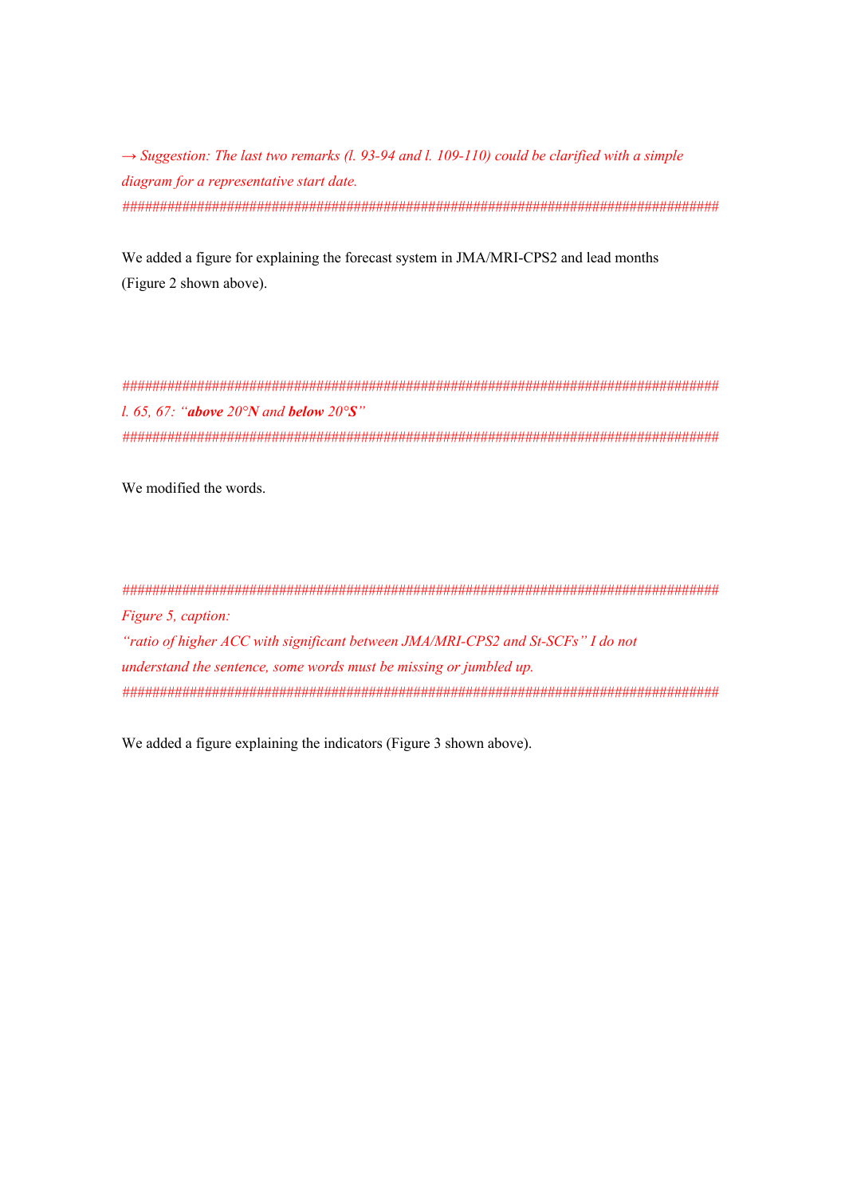*→ Suggestion: The last two remarks (l. 93-94 and l. 109-110) could be clarified with a simple diagram for a representative start date.*

*####################################################################################*

We added a figure for explaining the forecast system in JMA/MRI-CPS2 and lead months (Figure 2 shown above).

*####################################################################################*

*l. 65, 67: "**above** 20°N and **below** 20°S"*

*####################################################################################*

We modified the words.

*####################################################################################*

*Figure 5, caption:*

*"ratio of higher ACC with significant between JMA/MRI-CPS2 and St-SCFs" I do not understand the sentence, some words must be missing or jumbled up.*

*####################################################################################*

We added a figure explaining the indicators (Figure 3 shown above).